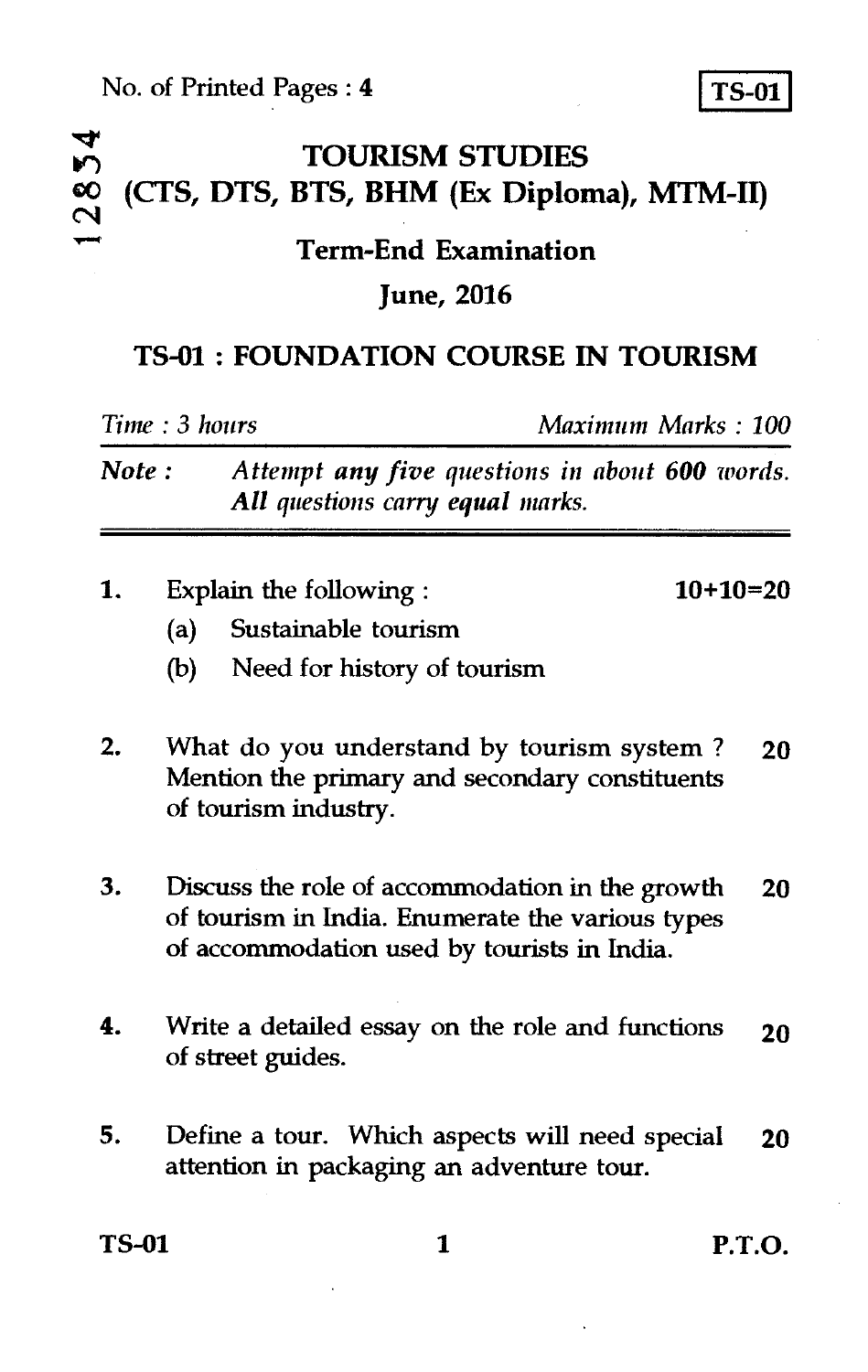No. of Printed Pages : 4

**TS-01**

12854

# TOURISM STUDIES (CTS, DTS, BTS, BHM (Ex Diploma), MTM-II)

## Term-End Examination

## June, 2016

## TS-01 : FOUNDATION COURSE IN TOURISM

*Time : 3 hours* *Maximum Marks : 100*

***Note :*** *Attempt* ***any five*** *questions in about* ***600*** *words. All questions carry* ***equal*** *marks.*

---

**1.** Explain the following : **10+10=20**

(a) Sustainable tourism

(b) Need for history of tourism

**2.** What do you understand by tourism system ? Mention the primary and secondary constituents of tourism industry. **20**

**3.** Discuss the role of accommodation in the growth of tourism in India. Enumerate the various types of accommodation used by tourists in India. **20**

**4.** Write a detailed essay on the role and functions of street guides. **20**

**5.** Define a tour. Which aspects will need special attention in packaging an adventure tour. **20**

**TS-01** **P.T.O.**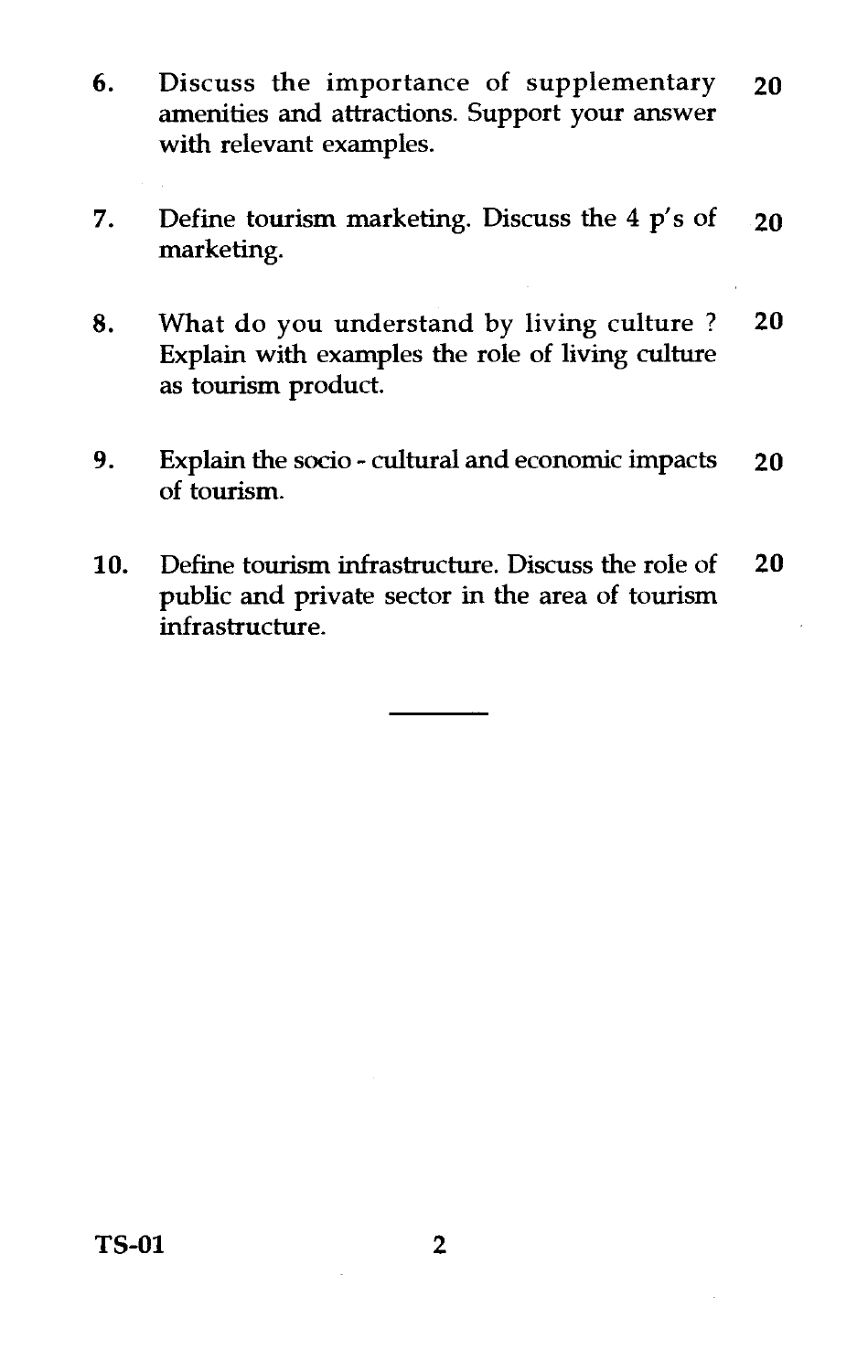6. Discuss the importance of supplementary amenities and attractions. Support your answer with relevant examples. **20**

7. Define tourism marketing. Discuss the 4 p's of marketing. **20**

8. What do you understand by living culture ? Explain with examples the role of living culture as tourism product. **20**

9. Explain the socio - cultural and economic impacts of tourism. **20**

10. Define tourism infrastructure. Discuss the role of public and private sector in the area of tourism infrastructure. **20**

---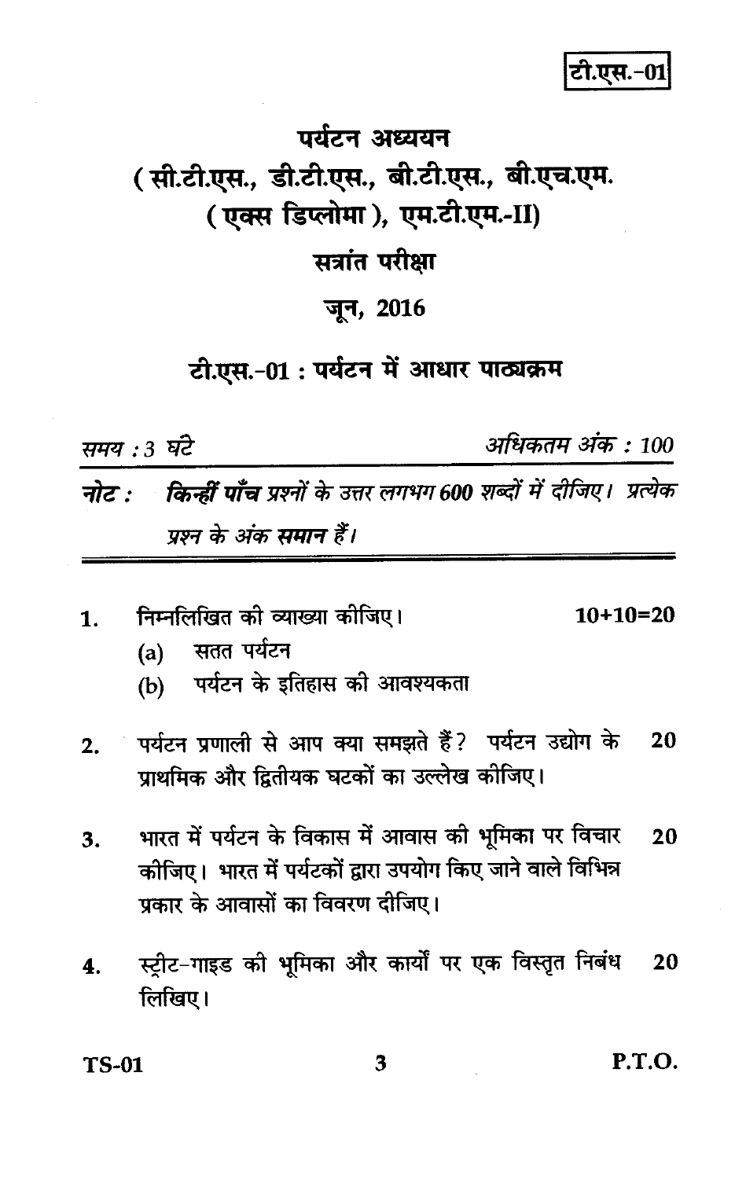टी.एस.-01

# पर्यटन अध्ययन

## (सी.टी.एस., डी.टी.एस., बी.टी.एस., बी.एच.एम. (एक्स डिप्लोमा), एम.टी.एम.-II)

## सत्रांत परीक्षा

## जून, 2016

## टी.एस.-01 : पर्यटन में आधार पाठ्यक्रम

*समय : 3 घंटे* *अधिकतम अंक : 100*

***नोट :*** *किन्हीं **पाँच** प्रश्नों के उत्तर लगभग 600 शब्दों में दीजिए। प्रत्येक प्रश्न के अंक **समान** हैं।*

---

1. निम्नलिखित की व्याख्या कीजिए। 10+10=20
   - (a) सतत पर्यटन
   - (b) पर्यटन के इतिहास की आवश्यकता

2. पर्यटन प्रणाली से आप क्या समझते हैं? पर्यटन उद्योग के प्राथमिक और द्वितीयक घटकों का उल्लेख कीजिए। 20

3. भारत में पर्यटन के विकास में आवास की भूमिका पर विचार कीजिए। भारत में पर्यटकों द्वारा उपयोग किए जाने वाले विभिन्न प्रकार के आवासों का विवरण दीजिए। 20

4. स्ट्रीट-गाइड की भूमिका और कार्यों पर एक विस्तृत निबंध लिखिए। 20

P.T.O.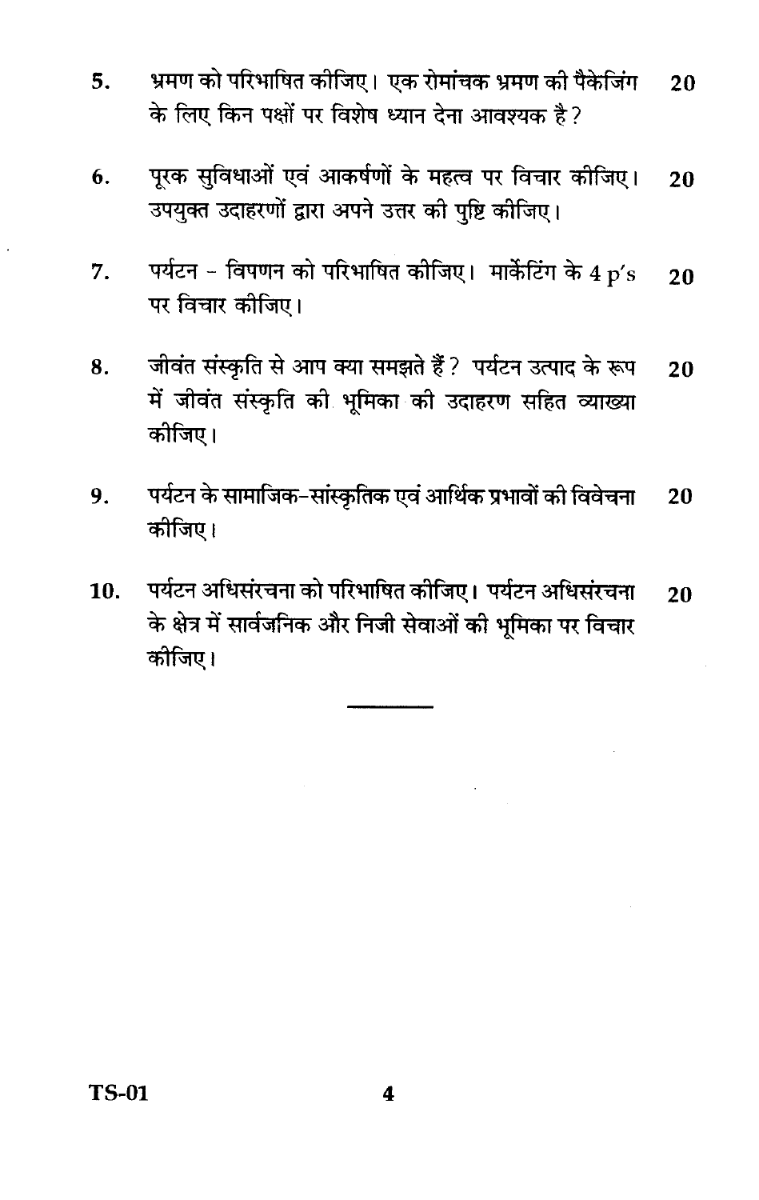5. भ्रमण को परिभाषित कीजिए। एक रोमांचक भ्रमण की पैकेजिंग के लिए किन पक्षों पर विशेष ध्यान देना आवश्यक है? 20

6. पूरक सुविधाओं एवं आकर्षणों के महत्व पर विचार कीजिए। उपयुक्त उदाहरणों द्वारा अपने उत्तर की पुष्टि कीजिए। 20

7. पर्यटन - विपणन को परिभाषित कीजिए। मार्केटिंग के 4 p's पर विचार कीजिए। 20

8. जीवंत संस्कृति से आप क्या समझते हैं? पर्यटन उत्पाद के रूप में जीवंत संस्कृति की भूमिका की उदाहरण सहित व्याख्या कीजिए। 20

9. पर्यटन के सामाजिक-सांस्कृतिक एवं आर्थिक प्रभावों की विवेचना कीजिए। 20

10. पर्यटन अधिसंरचना को परिभाषित कीजिए। पर्यटन अधिसंरचना के क्षेत्र में सार्वजनिक और निजी सेवाओं की भूमिका पर विचार कीजिए। 20

---